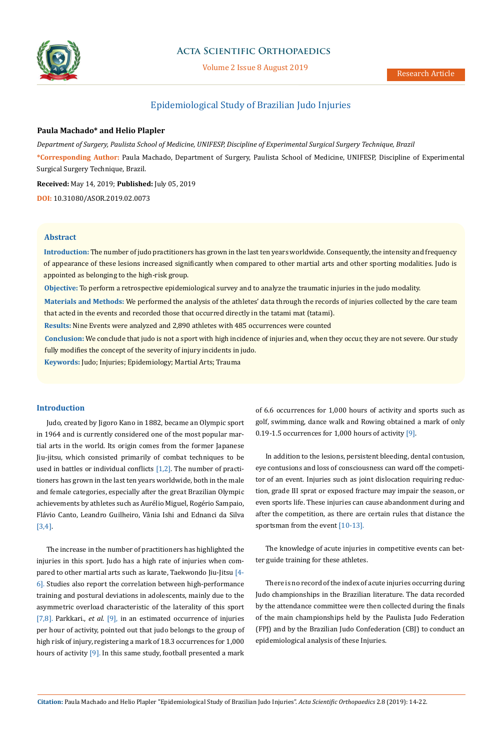Research Article

# Epidemiological Study of Brazilian Judo Injuries

**Paula Machado\* and Helio Plapler**

*Department of Surgery, Paulista School of Medicine, UNIFESP, Discipline of Experimental Surgical Surgery Technique, Brazil*

**\*Corresponding Author:** Paula Machado, Department of Surgery, Paulista School of Medicine, UNIFESP, Discipline of Experimental Surgical Surgery Technique, Brazil.

**Received:** May 14, 2019; **Published:** July 05, 2019

**DOI:** 10.31080/ASOR.2019.02.0073

## Abstract

**Introduction:** The number of judo practitioners has grown in the last ten years worldwide. Consequently, the intensity and frequency of appearance of these lesions increased significantly when compared to other martial arts and other sporting modalities. Judo is appointed as belonging to the high-risk group.

**Objective:** To perform a retrospective epidemiological survey and to analyze the traumatic injuries in the judo modality.

**Materials and Methods:** We performed the analysis of the athletes' data through the records of injuries collected by the care team that acted in the events and recorded those that occurred directly in the tatami mat (tatami).

**Results:** Nine Events were analyzed and 2,890 athletes with 485 occurrences were counted

**Conclusion:** We conclude that judo is not a sport with high incidence of injuries and, when they occur, they are not severe. Our study fully modifies the concept of the severity of injury incidents in judo.

**Keywords:** Judo; Injuries; Epidemiology; Martial Arts; Trauma

## Introduction

Judo, created by Jigoro Kano in 1882, became an Olympic sport in 1964 and is currently considered one of the most popular martial arts in the world. Its origin comes from the former Japanese Jiu-jitsu, which consisted primarily of combat techniques to be used in battles or individual conflicts [1,2]. The number of practitioners has grown in the last ten years worldwide, both in the male and female categories, especially after the great Brazilian Olympic achievements by athletes such as Aurélio Miguel, Rogério Sampaio, Flávio Canto, Leandro Guilheiro, Vânia Ishi and Ednanci da Silva [3,4].

The increase in the number of practitioners has highlighted the injuries in this sport. Judo has a high rate of injuries when compared to other martial arts such as karate, Taekwondo Jiu-Jitsu [4-6]. Studies also report the correlation between high-performance training and postural deviations in adolescents, mainly due to the asymmetric overload characteristic of the laterality of this sport [7,8]. Parkkari., *et al.* [9], in an estimated occurrence of injuries per hour of activity, pointed out that judo belongs to the group of high risk of injury, registering a mark of 18.3 occurrences for 1,000 hours of activity [9]. In this same study, football presented a mark of 6.6 occurrences for 1,000 hours of activity and sports such as golf, swimming, dance walk and Rowing obtained a mark of only 0.19-1.5 occurrences for 1,000 hours of activity [9].

In addition to the lesions, persistent bleeding, dental contusion, eye contusions and loss of consciousness can ward off the competitor of an event. Injuries such as joint dislocation requiring reduction, grade III sprat or exposed fracture may impair the season, or even sports life. These injuries can cause abandonment during and after the competition, as there are certain rules that distance the sportsman from the event [10-13].

The knowledge of acute injuries in competitive events can better guide training for these athletes.

There is no record of the index of acute injuries occurring during Judo championships in the Brazilian literature. The data recorded by the attendance committee were then collected during the finals of the main championships held by the Paulista Judo Federation (FPJ) and by the Brazilian Judo Confederation (CBJ) to conduct an epidemiological analysis of these Injuries.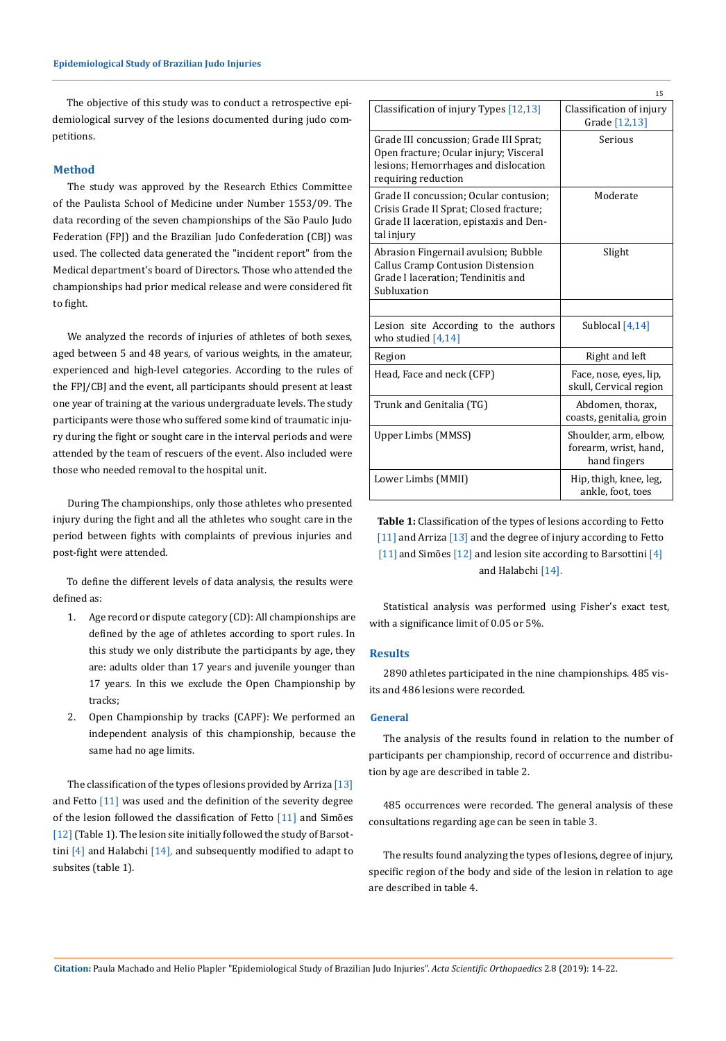The objective of this study was to conduct a retrospective epidemiological survey of the lesions documented during judo competitions.

## Method

The study was approved by the Research Ethics Committee of the Paulista School of Medicine under Number 1553/09. The data recording of the seven championships of the São Paulo Judo Federation (FPJ) and the Brazilian Judo Confederation (CBJ) was used. The collected data generated the "incident report" from the Medical department's board of Directors. Those who attended the championships had prior medical release and were considered fit to fight.

We analyzed the records of injuries of athletes of both sexes, aged between 5 and 48 years, of various weights, in the amateur, experienced and high-level categories. According to the rules of the FPJ/CBJ and the event, all participants should present at least one year of training at the various undergraduate levels. The study participants were those who suffered some kind of traumatic injury during the fight or sought care in the interval periods and were attended by the team of rescuers of the event. Also included were those who needed removal to the hospital unit.

During The championships, only those athletes who presented injury during the fight and all the athletes who sought care in the period between fights with complaints of previous injuries and post-fight were attended.

To define the different levels of data analysis, the results were defined as:

1. Age record or dispute category (CD): All championships are defined by the age of athletes according to sport rules. In this study we only distribute the participants by age, they are: adults older than 17 years and juvenile younger than 17 years. In this we exclude the Open Championship by tracks;
2. Open Championship by tracks (CAPF): We performed an independent analysis of this championship, because the same had no age limits.

The classification of the types of lesions provided by Arriza [13] and Fetto [11] was used and the definition of the severity degree of the lesion followed the classification of Fetto [11] and Simões [12] (Table 1). The lesion site initially followed the study of Barsottini [4] and Halabchi [14], and subsequently modified to adapt to subsites (table 1).

| Classification of injury Types [12,13] | Classification of injury Grade [12,13] |
|---|---|
| Grade III concussion; Grade III Sprat; Open fracture; Ocular injury; Visceral lesions; Hemorrhages and dislocation requiring reduction | Serious |
| Grade II concussion; Ocular contusion; Crisis Grade II Sprat; Closed fracture; Grade II laceration, epistaxis and Dental injury | Moderate |
| Abrasion Fingernail avulsion; Bubble Callus Cramp Contusion Distension Grade I laceration; Tendinitis and Subluxation | Slight |
| | |
| Lesion site According to the authors who studied [4,14] | Sublocal [4,14] |
| Region | Right and left |
| Head, Face and neck (CFP) | Face, nose, eyes, lip, skull, Cervical region |
| Trunk and Genitalia (TG) | Abdomen, thorax, coasts, genitalia, groin |
| Upper Limbs (MMSS) | Shoulder, arm, elbow, forearm, wrist, hand, hand fingers |
| Lower Limbs (MMII) | Hip, thigh, knee, leg, ankle, foot, toes |

**Table 1:** Classification of the types of lesions according to Fetto [11] and Arriza [13] and the degree of injury according to Fetto [11] and Simões [12] and lesion site according to Barsottini [4] and Halabchi [14].

Statistical analysis was performed using Fisher's exact test, with a significance limit of 0.05 or 5%.

## Results

2890 athletes participated in the nine championships. 485 visits and 486 lesions were recorded.

### General

The analysis of the results found in relation to the number of participants per championship, record of occurrence and distribution by age are described in table 2.

485 occurrences were recorded. The general analysis of these consultations regarding age can be seen in table 3.

The results found analyzing the types of lesions, degree of injury, specific region of the body and side of the lesion in relation to age are described in table 4.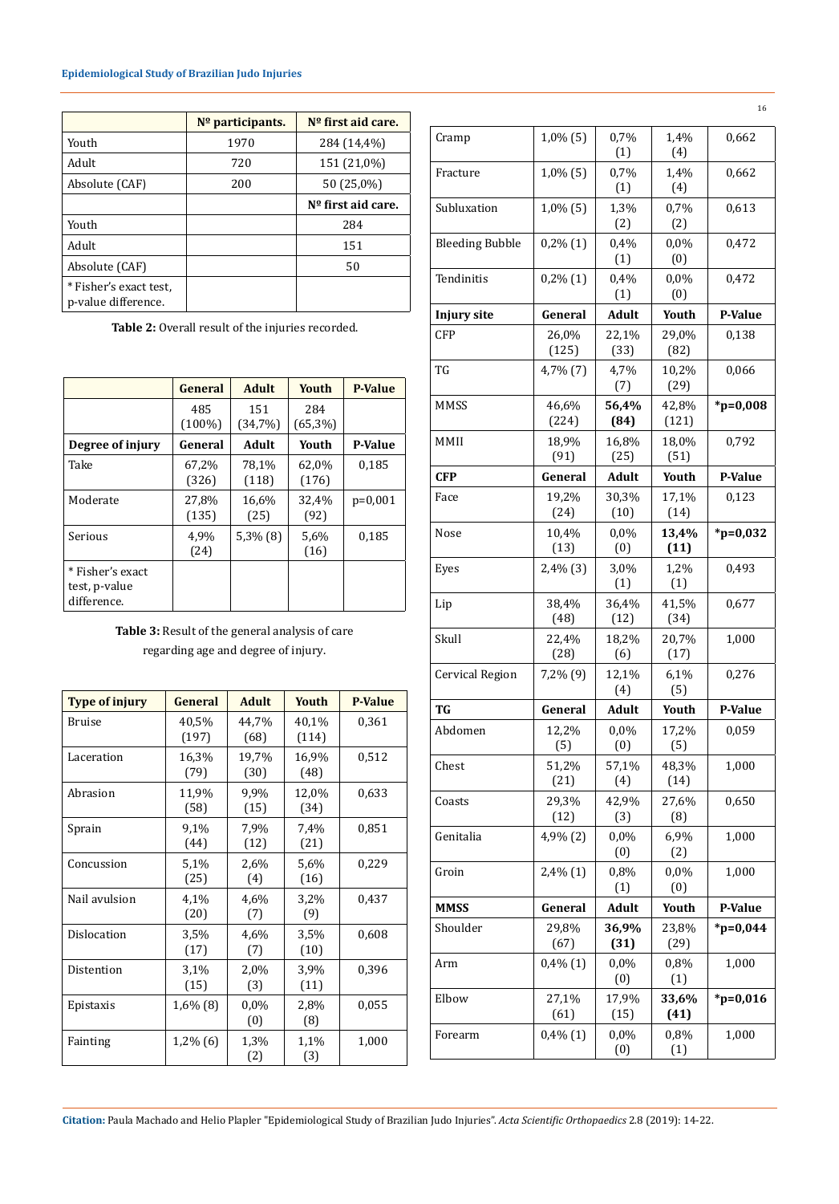|  | Nº participants. | Nº first aid care. |
|---|---|---|
| Youth | 1970 | 284 (14,4%) |
| Adult | 720 | 151 (21,0%) |
| Absolute (CAF) | 200 | 50 (25,0%) |
|  |  | **Nº first aid care.** |
| Youth |  | 284 |
| Adult |  | 151 |
| Absolute (CAF) |  | 50 |
| * Fisher's exact test, p-value difference. |  |  |

**Table 2:** Overall result of the injuries recorded.

|  | General | Adult | Youth | P-Value |
|---|---|---|---|---|
|  | 485 (100%) | 151 (34,7%) | 284 (65,3%) |  |
| **Degree of injury** | **General** | **Adult** | **Youth** | **P-Value** |
| Take | 67,2% (326) | 78,1% (118) | 62,0% (176) | 0,185 |
| Moderate | 27,8% (135) | 16,6% (25) | 32,4% (92) | p=0,001 |
| Serious | 4,9% (24) | 5,3% (8) | 5,6% (16) | 0,185 |
| * Fisher's exact test, p-value difference. |  |  |  |  |

**Table 3:** Result of the general analysis of care regarding age and degree of injury.

| Type of injury | General | Adult | Youth | P-Value |
|---|---|---|---|---|
| Bruise | 40,5% (197) | 44,7% (68) | 40,1% (114) | 0,361 |
| Laceration | 16,3% (79) | 19,7% (30) | 16,9% (48) | 0,512 |
| Abrasion | 11,9% (58) | 9,9% (15) | 12,0% (34) | 0,633 |
| Sprain | 9,1% (44) | 7,9% (12) | 7,4% (21) | 0,851 |
| Concussion | 5,1% (25) | 2,6% (4) | 5,6% (16) | 0,229 |
| Nail avulsion | 4,1% (20) | 4,6% (7) | 3,2% (9) | 0,437 |
| Dislocation | 3,5% (17) | 4,6% (7) | 3,5% (10) | 0,608 |
| Distention | 3,1% (15) | 2,0% (3) | 3,9% (11) | 0,396 |
| Epistaxis | 1,6% (8) | 0,0% (0) | 2,8% (8) | 0,055 |
| Fainting | 1,2% (6) | 1,3% (2) | 1,1% (3) | 1,000 |
| Cramp | 1,0% (5) | 0,7% (1) | 1,4% (4) | 0,662 |
| Fracture | 1,0% (5) | 0,7% (1) | 1,4% (4) | 0,662 |
| Subluxation | 1,0% (5) | 1,3% (2) | 0,7% (2) | 0,613 |
| Bleeding Bubble | 0,2% (1) | 0,4% (1) | 0,0% (0) | 0,472 |
| Tendinitis | 0,2% (1) | 0,4% (1) | 0,0% (0) | 0,472 |
| **Injury site** | **General** | **Adult** | **Youth** | **P-Value** |
| CFP | 26,0% (125) | 22,1% (33) | 29,0% (82) | 0,138 |
| TG | 4,7% (7) | 4,7% (7) | 10,2% (29) | 0,066 |
| MMSS | 46,6% (224) | **56,4% (84)** | 42,8% (121) | ***p=0,008** |
| MMII | 18,9% (91) | 16,8% (25) | 18,0% (51) | 0,792 |
| **CFP** | **General** | **Adult** | **Youth** | **P-Value** |
| Face | 19,2% (24) | 30,3% (10) | 17,1% (14) | 0,123 |
| Nose | 10,4% (13) | 0,0% (0) | **13,4% (11)** | ***p=0,032** |
| Eyes | 2,4% (3) | 3,0% (1) | 1,2% (1) | 0,493 |
| Lip | 38,4% (48) | 36,4% (12) | 41,5% (34) | 0,677 |
| Skull | 22,4% (28) | 18,2% (6) | 20,7% (17) | 1,000 |
| Cervical Region | 7,2% (9) | 12,1% (4) | 6,1% (5) | 0,276 |
| **TG** | **General** | **Adult** | **Youth** | **P-Value** |
| Abdomen | 12,2% (5) | 0,0% (0) | 17,2% (5) | 0,059 |
| Chest | 51,2% (21) | 57,1% (4) | 48,3% (14) | 1,000 |
| Coasts | 29,3% (12) | 42,9% (3) | 27,6% (8) | 0,650 |
| Genitalia | 4,9% (2) | 0,0% (0) | 6,9% (2) | 1,000 |
| Groin | 2,4% (1) | 0,8% (1) | 0,0% (0) | 1,000 |
| **MMSS** | **General** | **Adult** | **Youth** | **P-Value** |
| Shoulder | 29,8% (67) | **36,9% (31)** | 23,8% (29) | ***p=0,044** |
| Arm | 0,4% (1) | 0,0% (0) | 0,8% (1) | 1,000 |
| Elbow | 27,1% (61) | 17,9% (15) | **33,6% (41)** | ***p=0,016** |
| Forearm | 0,4% (1) | 0,0% (0) | 0,8% (1) | 1,000 |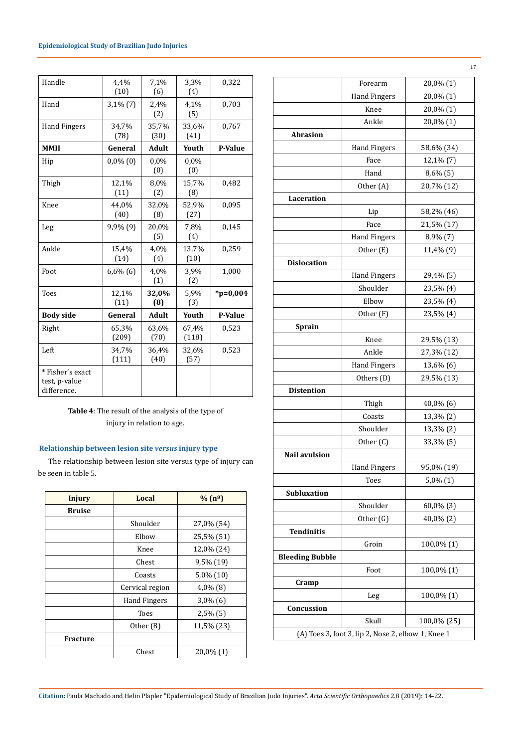| Handle | 4,4% (10) | 7,1% (6) | 3,3% (4) | 0,322 |
|---|---|---|---|---|
| Hand | 3,1% (7) | 2,4% (2) | 4,1% (5) | 0,703 |
| Hand Fingers | 34,7% (78) | 35,7% (30) | 33,6% (41) | 0,767 |
| **MMII** | **General** | **Adult** | **Youth** | **P-Value** |
| Hip | 0,0% (0) | 0,0% (0) | 0,0% (0) | |
| Thigh | 12,1% (11) | 8,0% (2) | 15,7% (8) | 0,482 |
| Knee | 44,0% (40) | 32,0% (8) | 52,9% (27) | 0,095 |
| Leg | 9,9% (9) | 20,0% (5) | 7,8% (4) | 0,145 |
| Ankle | 15,4% (14) | 4,0% (4) | 13,7% (10) | 0,259 |
| Foot | 6,6% (6) | 4,0% (1) | 3,9% (2) | 1,000 |
| Toes | 12,1% (11) | **32,0% (8)** | 5,9% (3) | ***p=0,004** |
| **Body side** | **General** | **Adult** | **Youth** | **P-Value** |
| Right | 65,3% (209) | 63,6% (70) | 67,4% (118) | 0,523 |
| Left | 34,7% (111) | 36,4% (40) | 32,6% (57) | 0,523 |
| * Fisher's exact test, p-value difference. | | | | |

**Table 4**: The result of the analysis of the type of injury in relation to age.

### Relationship between lesion site *versus* injury type

The relationship between lesion site versus type of injury can be seen in table 5.

| Injury | Local | % (nº) |
|---|---|---|
| **Bruise** | | |
| | Shoulder | 27,0% (54) |
| | Elbow | 25,5% (51) |
| | Knee | 12,0% (24) |
| | Chest | 9,5% (19) |
| | Coasts | 5,0% (10) |
| | Cervical region | 4,0% (8) |
| | Hand Fingers | 3,0% (6) |
| | Toes | 2,5% (5) |
| | Other (B) | 11,5% (23) |
| **Fracture** | | |
| | Chest | 20,0% (1) |
| | Forearm | 20,0% (1) |
| | Hand Fingers | 20,0% (1) |
| | Knee | 20,0% (1) |
| | Ankle | 20,0% (1) |
| **Abrasion** | | |
| | Hand Fingers | 58,6% (34) |
| | Face | 12,1% (7) |
| | Hand | 8,6% (5) |
| | Other (A) | 20,7% (12) |
| **Laceration** | | |
| | Lip | 58,2% (46) |
| | Face | 21,5% (17) |
| | Hand Fingers | 8,9% (7) |
| | Other (E) | 11,4% (9) |
| **Dislocation** | | |
| | Hand Fingers | 29,4% (5) |
| | Shoulder | 23,5% (4) |
| | Elbow | 23,5% (4) |
| | Other (F) | 23,5% (4) |
| **Sprain** | | |
| | Knee | 29,5% (13) |
| | Ankle | 27,3% (12) |
| | Hand Fingers | 13,6% (6) |
| | Others (D) | 29,5% (13) |
| **Distention** | | |
| | Thigh | 40,0% (6) |
| | Coasts | 13,3% (2) |
| | Shoulder | 13,3% (2) |
| | Other (C) | 33,3% (5) |
| **Nail avulsion** | | |
| | Hand Fingers | 95,0% (19) |
| | Toes | 5,0% (1) |
| **Subluxation** | | |
| | Shoulder | 60,0% (3) |
| | Other (G) | 40,0% (2) |
| **Tendinitis** | | |
| | Groin | 100,0% (1) |
| **Bleeding Bubble** | | |
| | Foot | 100,0% (1) |
| **Cramp** | | |
| | Leg | 100,0% (1) |
| **Concussion** | | |
| | Skull | 100,0% (25) |
| (A) Toes 3, foot 3, lip 2, Nose 2, elbow 1, Knee 1 | | |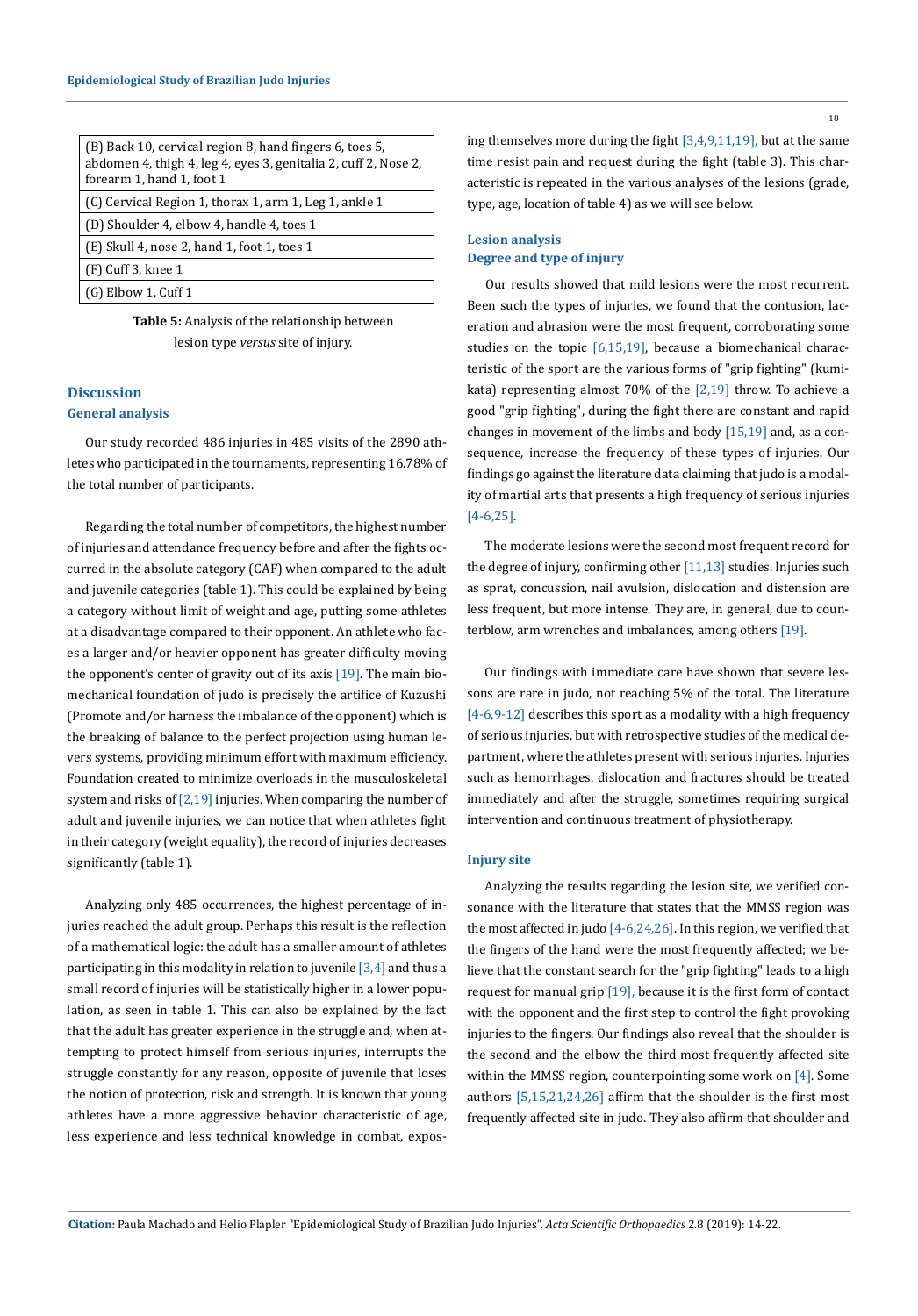| (B) Back 10, cervical region 8, hand fingers 6, toes 5, abdomen 4, thigh 4, leg 4, eyes 3, genitalia 2, cuff 2, Nose 2, forearm 1, hand 1, foot 1 |
|---|
| (C) Cervical Region 1, thorax 1, arm 1, Leg 1, ankle 1 |
| (D) Shoulder 4, elbow 4, handle 4, toes 1 |
| (E) Skull 4, nose 2, hand 1, foot 1, toes 1 |
| (F) Cuff 3, knee 1 |
| (G) Elbow 1, Cuff 1 |

**Table 5:** Analysis of the relationship between lesion type *versus* site of injury.

## Discussion

### General analysis

Our study recorded 486 injuries in 485 visits of the 2890 athletes who participated in the tournaments, representing 16.78% of the total number of participants.

Regarding the total number of competitors, the highest number of injuries and attendance frequency before and after the fights occurred in the absolute category (CAF) when compared to the adult and juvenile categories (table 1). This could be explained by being a category without limit of weight and age, putting some athletes at a disadvantage compared to their opponent. An athlete who faces a larger and/or heavier opponent has greater difficulty moving the opponent's center of gravity out of its axis [19]. The main biomechanical foundation of judo is precisely the artifice of Kuzushi (Promote and/or harness the imbalance of the opponent) which is the breaking of balance to the perfect projection using human levers systems, providing minimum effort with maximum efficiency. Foundation created to minimize overloads in the musculoskeletal system and risks of [2,19] injuries. When comparing the number of adult and juvenile injuries, we can notice that when athletes fight in their category (weight equality), the record of injuries decreases significantly (table 1).

Analyzing only 485 occurrences, the highest percentage of injuries reached the adult group. Perhaps this result is the reflection of a mathematical logic: the adult has a smaller amount of athletes participating in this modality in relation to juvenile [3,4] and thus a small record of injuries will be statistically higher in a lower population, as seen in table 1. This can also be explained by the fact that the adult has greater experience in the struggle and, when attempting to protect himself from serious injuries, interrupts the struggle constantly for any reason, opposite of juvenile that loses the notion of protection, risk and strength. It is known that young athletes have a more aggressive behavior characteristic of age, less experience and less technical knowledge in combat, exposing themselves more during the fight [3,4,9,11,19], but at the same time resist pain and request during the fight (table 3). This characteristic is repeated in the various analyses of the lesions (grade, type, age, location of table 4) as we will see below.

### Lesion analysis

### Degree and type of injury

Our results showed that mild lesions were the most recurrent. Been such the types of injuries, we found that the contusion, laceration and abrasion were the most frequent, corroborating some studies on the topic [6,15,19], because a biomechanical characteristic of the sport are the various forms of "grip fighting" (kumikata) representing almost 70% of the [2,19] throw. To achieve a good "grip fighting", during the fight there are constant and rapid changes in movement of the limbs and body [15,19] and, as a consequence, increase the frequency of these types of injuries. Our findings go against the literature data claiming that judo is a modality of martial arts that presents a high frequency of serious injuries [4-6,25].

The moderate lesions were the second most frequent record for the degree of injury, confirming other [11,13] studies. Injuries such as sprat, concussion, nail avulsion, dislocation and distension are less frequent, but more intense. They are, in general, due to counterblow, arm wrenches and imbalances, among others [19].

Our findings with immediate care have shown that severe lessons are rare in judo, not reaching 5% of the total. The literature [4-6,9-12] describes this sport as a modality with a high frequency of serious injuries, but with retrospective studies of the medical department, where the athletes present with serious injuries. Injuries such as hemorrhages, dislocation and fractures should be treated immediately and after the struggle, sometimes requiring surgical intervention and continuous treatment of physiotherapy.

### Injury site

Analyzing the results regarding the lesion site, we verified consonance with the literature that states that the MMSS region was the most affected in judo [4-6,24,26]. In this region, we verified that the fingers of the hand were the most frequently affected; we believe that the constant search for the "grip fighting" leads to a high request for manual grip [19], because it is the first form of contact with the opponent and the first step to control the fight provoking injuries to the fingers. Our findings also reveal that the shoulder is the second and the elbow the third most frequently affected site within the MMSS region, counterpointing some work on [4]. Some authors [5,15,21,24,26] affirm that the shoulder is the first most frequently affected site in judo. They also affirm that shoulder and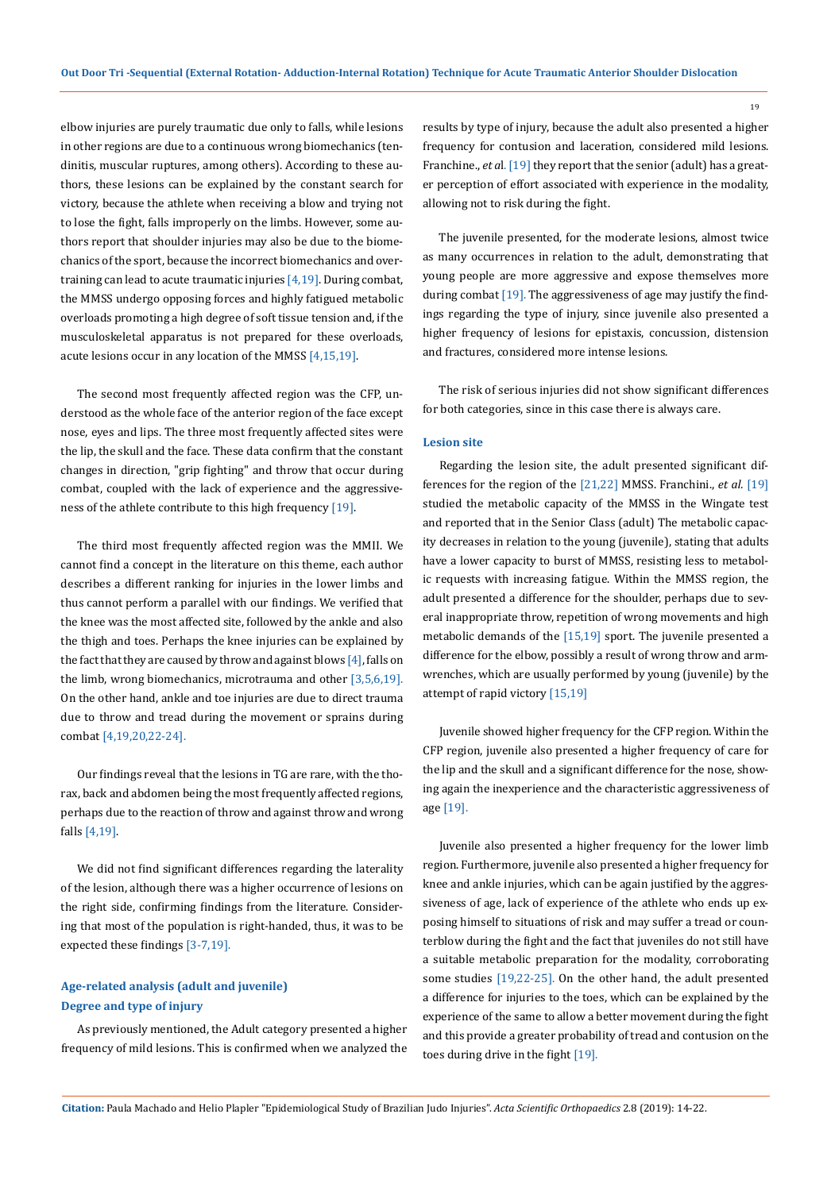elbow injuries are purely traumatic due only to falls, while lesions in other regions are due to a continuous wrong biomechanics (tendinitis, muscular ruptures, among others). According to these authors, these lesions can be explained by the constant search for victory, because the athlete when receiving a blow and trying not to lose the fight, falls improperly on the limbs. However, some authors report that shoulder injuries may also be due to the biomechanics of the sport, because the incorrect biomechanics and overtraining can lead to acute traumatic injuries [4,19]. During combat, the MMSS undergo opposing forces and highly fatigued metabolic overloads promoting a high degree of soft tissue tension and, if the musculoskeletal apparatus is not prepared for these overloads, acute lesions occur in any location of the MMSS [4,15,19].

The second most frequently affected region was the CFP, understood as the whole face of the anterior region of the face except nose, eyes and lips. The three most frequently affected sites were the lip, the skull and the face. These data confirm that the constant changes in direction, "grip fighting" and throw that occur during combat, coupled with the lack of experience and the aggressiveness of the athlete contribute to this high frequency [19].

The third most frequently affected region was the MMII. We cannot find a concept in the literature on this theme, each author describes a different ranking for injuries in the lower limbs and thus cannot perform a parallel with our findings. We verified that the knee was the most affected site, followed by the ankle and also the thigh and toes. Perhaps the knee injuries can be explained by the fact that they are caused by throw and against blows [4], falls on the limb, wrong biomechanics, microtrauma and other [3,5,6,19]. On the other hand, ankle and toe injuries are due to direct trauma due to throw and tread during the movement or sprains during combat [4,19,20,22-24].

Our findings reveal that the lesions in TG are rare, with the thorax, back and abdomen being the most frequently affected regions, perhaps due to the reaction of throw and against throw and wrong falls [4,19].

We did not find significant differences regarding the laterality of the lesion, although there was a higher occurrence of lesions on the right side, confirming findings from the literature. Considering that most of the population is right-handed, thus, it was to be expected these findings [3-7,19].

### Age-related analysis (adult and juvenile)

### Degree and type of injury

As previously mentioned, the Adult category presented a higher frequency of mild lesions. This is confirmed when we analyzed the results by type of injury, because the adult also presented a higher frequency for contusion and laceration, considered mild lesions. Franchine., *et al.* [19] they report that the senior (adult) has a greater perception of effort associated with experience in the modality, allowing not to risk during the fight.

The juvenile presented, for the moderate lesions, almost twice as many occurrences in relation to the adult, demonstrating that young people are more aggressive and expose themselves more during combat [19]. The aggressiveness of age may justify the findings regarding the type of injury, since juvenile also presented a higher frequency of lesions for epistaxis, concussion, distension and fractures, considered more intense lesions.

The risk of serious injuries did not show significant differences for both categories, since in this case there is always care.

### Lesion site

Regarding the lesion site, the adult presented significant differences for the region of the [21,22] MMSS. Franchini., *et al.* [19] studied the metabolic capacity of the MMSS in the Wingate test and reported that in the Senior Class (adult) The metabolic capacity decreases in relation to the young (juvenile), stating that adults have a lower capacity to burst of MMSS, resisting less to metabolic requests with increasing fatigue. Within the MMSS region, the adult presented a difference for the shoulder, perhaps due to several inappropriate throw, repetition of wrong movements and high metabolic demands of the [15,19] sport. The juvenile presented a difference for the elbow, possibly a result of wrong throw and armwrenches, which are usually performed by young (juvenile) by the attempt of rapid victory [15,19]

Juvenile showed higher frequency for the CFP region. Within the CFP region, juvenile also presented a higher frequency of care for the lip and the skull and a significant difference for the nose, showing again the inexperience and the characteristic aggressiveness of age [19].

Juvenile also presented a higher frequency for the lower limb region. Furthermore, juvenile also presented a higher frequency for knee and ankle injuries, which can be again justified by the aggressiveness of age, lack of experience of the athlete who ends up exposing himself to situations of risk and may suffer a tread or counterblow during the fight and the fact that juveniles do not still have a suitable metabolic preparation for the modality, corroborating some studies [19,22-25]. On the other hand, the adult presented a difference for injuries to the toes, which can be explained by the experience of the same to allow a better movement during the fight and this provide a greater probability of tread and contusion on the toes during drive in the fight [19].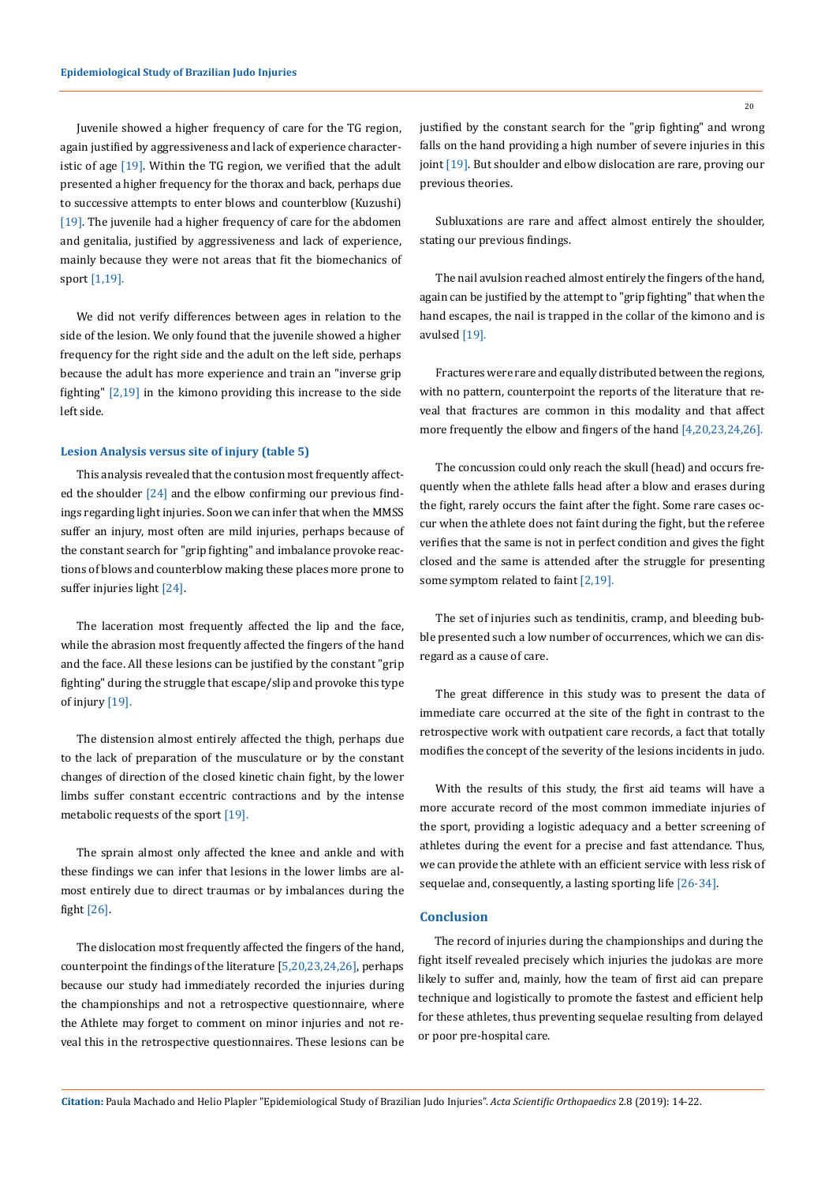Juvenile showed a higher frequency of care for the TG region, again justified by aggressiveness and lack of experience characteristic of age [19]. Within the TG region, we verified that the adult presented a higher frequency for the thorax and back, perhaps due to successive attempts to enter blows and counterblow (Kuzushi) [19]. The juvenile had a higher frequency of care for the abdomen and genitalia, justified by aggressiveness and lack of experience, mainly because they were not areas that fit the biomechanics of sport [1,19].

We did not verify differences between ages in relation to the side of the lesion. We only found that the juvenile showed a higher frequency for the right side and the adult on the left side, perhaps because the adult has more experience and train an "inverse grip fighting" [2,19] in the kimono providing this increase to the side left side.

### Lesion Analysis versus site of injury (table 5)

This analysis revealed that the contusion most frequently affected the shoulder [24] and the elbow confirming our previous findings regarding light injuries. Soon we can infer that when the MMSS suffer an injury, most often are mild injuries, perhaps because of the constant search for "grip fighting" and imbalance provoke reactions of blows and counterblow making these places more prone to suffer injuries light [24].

The laceration most frequently affected the lip and the face, while the abrasion most frequently affected the fingers of the hand and the face. All these lesions can be justified by the constant "grip fighting" during the struggle that escape/slip and provoke this type of injury [19].

The distension almost entirely affected the thigh, perhaps due to the lack of preparation of the musculature or by the constant changes of direction of the closed kinetic chain fight, by the lower limbs suffer constant eccentric contractions and by the intense metabolic requests of the sport [19].

The sprain almost only affected the knee and ankle and with these findings we can infer that lesions in the lower limbs are almost entirely due to direct traumas or by imbalances during the fight [26].

The dislocation most frequently affected the fingers of the hand, counterpoint the findings of the literature [5,20,23,24,26], perhaps because our study had immediately recorded the injuries during the championships and not a retrospective questionnaire, where the Athlete may forget to comment on minor injuries and not reveal this in the retrospective questionnaires. These lesions can be justified by the constant search for the "grip fighting" and wrong falls on the hand providing a high number of severe injuries in this joint [19]. But shoulder and elbow dislocation are rare, proving our previous theories.

Subluxations are rare and affect almost entirely the shoulder, stating our previous findings.

The nail avulsion reached almost entirely the fingers of the hand, again can be justified by the attempt to "grip fighting" that when the hand escapes, the nail is trapped in the collar of the kimono and is avulsed [19].

Fractures were rare and equally distributed between the regions, with no pattern, counterpoint the reports of the literature that reveal that fractures are common in this modality and that affect more frequently the elbow and fingers of the hand [4,20,23,24,26].

The concussion could only reach the skull (head) and occurs frequently when the athlete falls head after a blow and erases during the fight, rarely occurs the faint after the fight. Some rare cases occur when the athlete does not faint during the fight, but the referee verifies that the same is not in perfect condition and gives the fight closed and the same is attended after the struggle for presenting some symptom related to faint [2,19].

The set of injuries such as tendinitis, cramp, and bleeding bubble presented such a low number of occurrences, which we can disregard as a cause of care.

The great difference in this study was to present the data of immediate care occurred at the site of the fight in contrast to the retrospective work with outpatient care records, a fact that totally modifies the concept of the severity of the lesions incidents in judo.

With the results of this study, the first aid teams will have a more accurate record of the most common immediate injuries of the sport, providing a logistic adequacy and a better screening of athletes during the event for a precise and fast attendance. Thus, we can provide the athlete with an efficient service with less risk of sequelae and, consequently, a lasting sporting life [26-34].

## Conclusion

The record of injuries during the championships and during the fight itself revealed precisely which injuries the judokas are more likely to suffer and, mainly, how the team of first aid can prepare technique and logistically to promote the fastest and efficient help for these athletes, thus preventing sequelae resulting from delayed or poor pre-hospital care.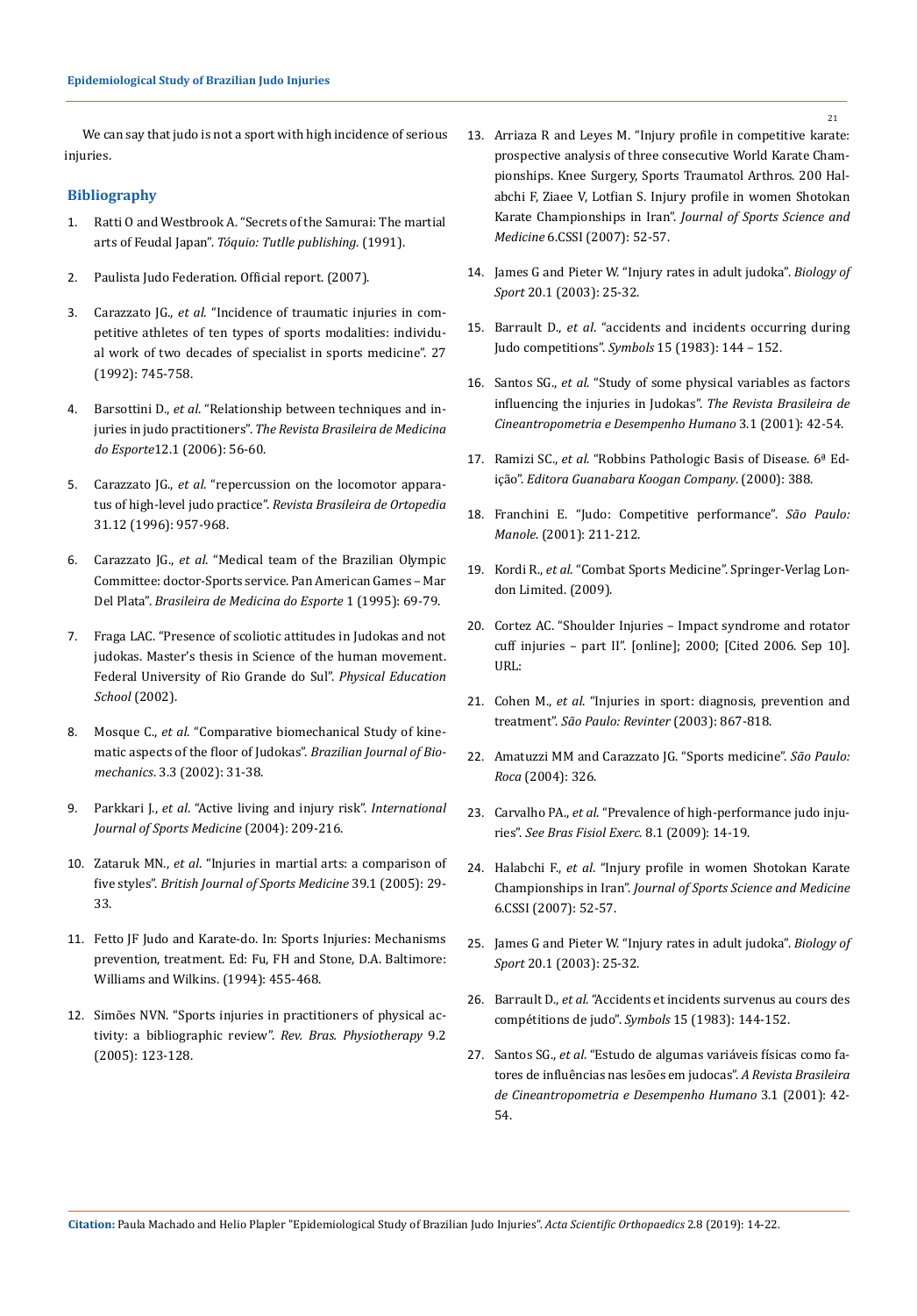We can say that judo is not a sport with high incidence of serious injuries.

## Bibliography

1. Ratti O and Westbrook A. "Secrets of the Samurai: The martial arts of Feudal Japan". *Tóquio: Tutlle publishing.* (1991).
2. Paulista Judo Federation. Official report. (2007).
3. Carazzato JG., *et al.* "Incidence of traumatic injuries in competitive athletes of ten types of sports modalities: individual work of two decades of specialist in sports medicine". 27 (1992): 745-758.
4. Barsottini D., *et al*. "Relationship between techniques and injuries in judo practitioners". *The Revista Brasileira de Medicina do Esporte*12.1 (2006): 56-60.
5. Carazzato JG., *et al.* "repercussion on the locomotor apparatus of high-level judo practice". *Revista Brasileira de Ortopedia* 31.12 (1996): 957-968.
6. Carazzato JG., *et al.* "Medical team of the Brazilian Olympic Committee: doctor-Sports service. Pan American Games – Mar Del Plata". *Brasileira de Medicina do Esporte* 1 (1995): 69-79.
7. Fraga LAC. "Presence of scoliotic attitudes in Judokas and not judokas. Master's thesis in Science of the human movement. Federal University of Rio Grande do Sul". *Physical Education School* (2002).
8. Mosque C., *et al*. "Comparative biomechanical Study of kinematic aspects of the floor of Judokas". *Brazilian Journal of Biomechanics*. 3.3 (2002): 31-38.
9. Parkkari J., *et al*. "Active living and injury risk". *International Journal of Sports Medicine* (2004): 209-216.
10. Zataruk MN., *et al*. "Injuries in martial arts: a comparison of five styles". *British Journal of Sports Medicine* 39.1 (2005): 29-33.
11. Fetto JF Judo and Karate-do. In: Sports Injuries: Mechanisms prevention, treatment. Ed: Fu, FH and Stone, D.A. Baltimore: Williams and Wilkins. (1994): 455-468.
12. Simões NVN. "Sports injuries in practitioners of physical activity: a bibliographic review". *Rev. Bras. Physiotherapy* 9.2 (2005): 123-128.
13. Arriaza R and Leyes M. "Injury profile in competitive karate: prospective analysis of three consecutive World Karate Championships. Knee Surgery, Sports Traumatol Arthros. 200 Halabchi F, Ziaee V, Lotfian S. Injury profile in women Shotokan Karate Championships in Iran". *Journal of Sports Science and Medicine* 6.CSSI (2007): 52-57.
14. James G and Pieter W. "Injury rates in adult judoka". *Biology of Sport* 20.1 (2003): 25-32.
15. Barrault D., *et al*. "accidents and incidents occurring during Judo competitions". *Symbols* 15 (1983): 144 – 152.
16. Santos SG., *et al*. "Study of some physical variables as factors influencing the injuries in Judokas". *The Revista Brasileira de Cineantropometria e Desempenho Humano* 3.1 (2001): 42-54.
17. Ramizi SC., *et al.* "Robbins Pathologic Basis of Disease. 6ª Edição". *Editora Guanabara Koogan Company*. (2000): 388.
18. Franchini E. "Judo: Competitive performance". *São Paulo: Manole*. (2001): 211-212.
19. Kordi R., *et al.* "Combat Sports Medicine". Springer-Verlag London Limited. (2009).
20. Cortez AC. "Shoulder Injuries – Impact syndrome and rotator cuff injuries – part II". [online]; 2000; [Cited 2006. Sep 10]. URL:
21. Cohen M., *et al.* "Injuries in sport: diagnosis, prevention and treatment". *São Paulo: Revinter* (2003): 867-818.
22. Amatuzzi MM and Carazzato JG. "Sports medicine". *São Paulo: Roca* (2004): 326.
23. Carvalho PA., *et al.* "Prevalence of high-performance judo injuries". *See Bras Fisiol Exerc.* 8.1 (2009): 14-19.
24. Halabchi F., *et al*. "Injury profile in women Shotokan Karate Championships in Iran". *Journal of Sports Science and Medicine* 6.CSSI (2007): 52-57.
25. James G and Pieter W. "Injury rates in adult judoka". *Biology of Sport* 20.1 (2003): 25-32.
26. Barrault D., *et al*. "Accidents et incidents survenus au cours des compétitions de judo". *Symbols* 15 (1983): 144-152.
27. Santos SG., *et al*. "Estudo de algumas variáveis físicas como fatores de influências nas lesões em judocas". *A Revista Brasileira de Cineantropometria e Desempenho Humano* 3.1 (2001): 42-54.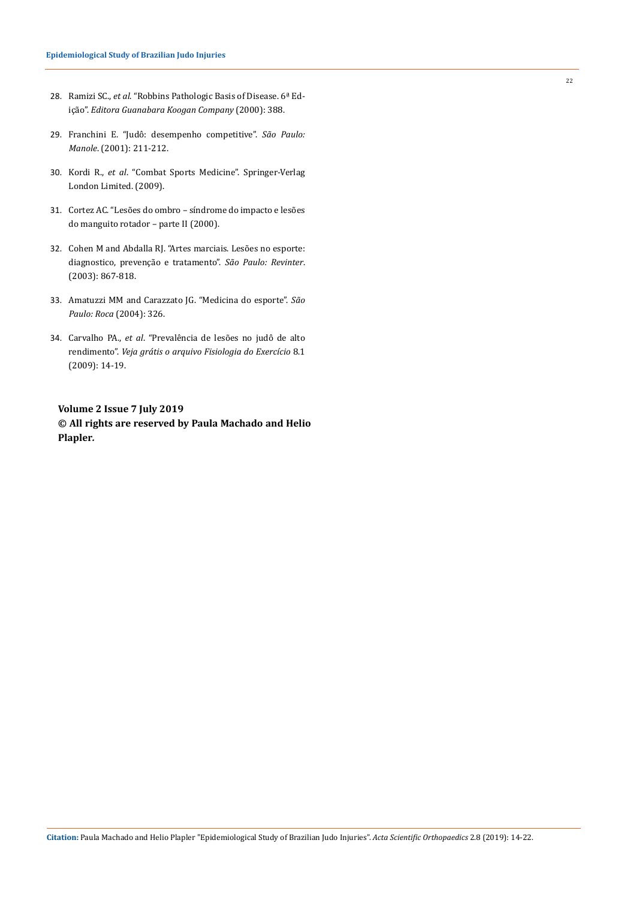28. Ramizi SC., *et al*. "Robbins Pathologic Basis of Disease. 6ª Edição". *Editora Guanabara Koogan Company* (2000): 388.

29. Franchini E. "Judô: desempenho competitive". *São Paulo: Manole*. (2001): 211-212.

30. Kordi R., *et al*. "Combat Sports Medicine". Springer-Verlag London Limited. (2009).

31. Cortez AC. "Lesões do ombro – síndrome do impacto e lesões do manguito rotador – parte II (2000).

32. Cohen M and Abdalla RJ. "Artes marciais. Lesões no esporte: diagnostico, prevenção e tratamento". *São Paulo: Revinter*. (2003): 867-818.

33. Amatuzzi MM and Carazzato JG. "Medicina do esporte". *São Paulo: Roca* (2004): 326.

34. Carvalho PA., *et al*. "Prevalência de lesões no judô de alto rendimento". *Veja grátis o arquivo Fisiologia do Exercício* 8.1 (2009): 14-19.

**Volume 2 Issue 7 July 2019**
**© All rights are reserved by Paula Machado and Helio Plapler.**